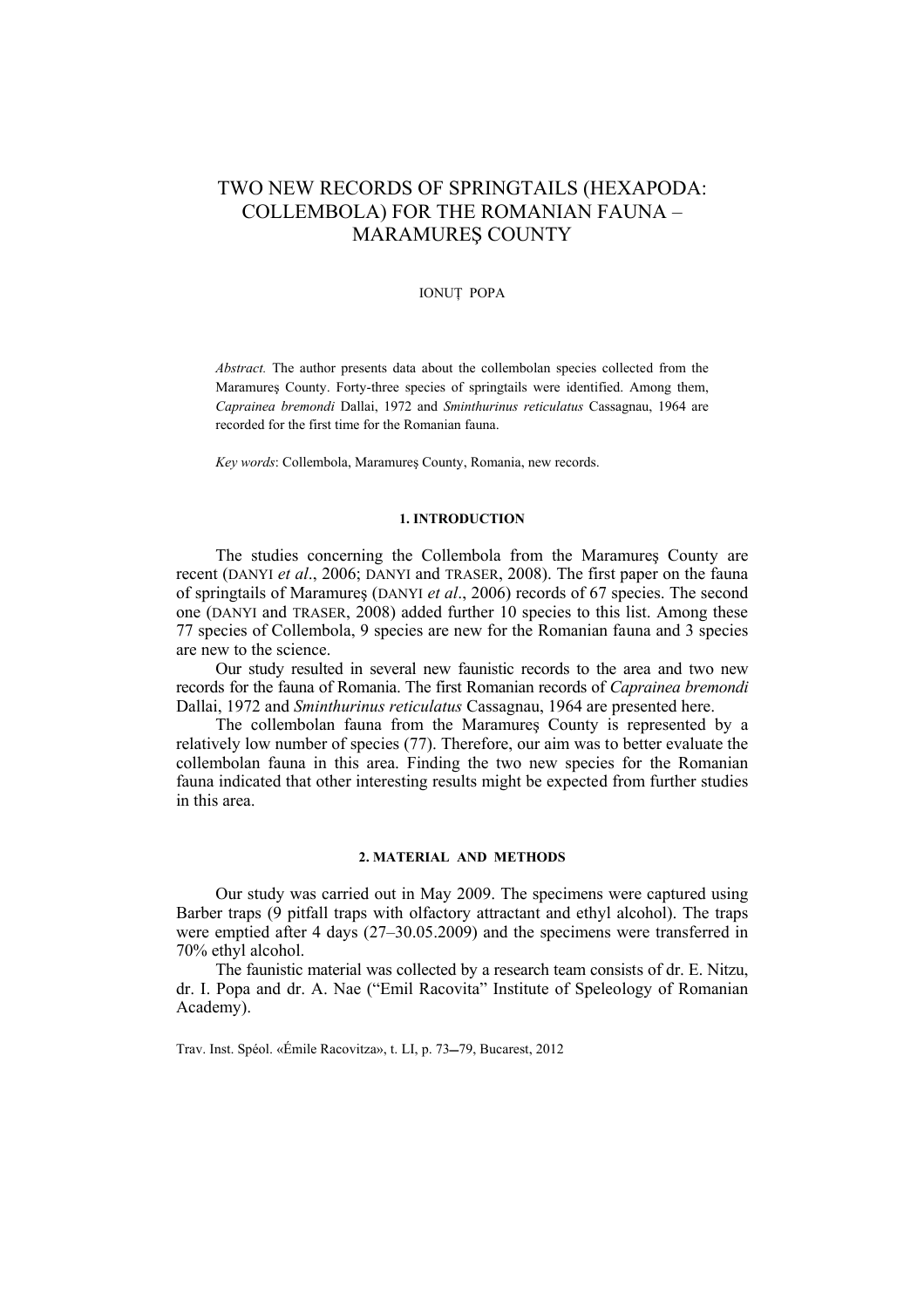# TWO NEW RECORDS OF SPRINGTAILS (HEXAPODA: COLLEMBOLA) FOR THE ROMANIAN FAUNA – MARAMUREŞ COUNTY

IONUȚ POPA

*Abstract.* The author presents data about the collembolan species collected from the Maramureş County. Forty-three species of springtails were identified. Among them, *Caprainea bremondi* Dallai, 1972 and *Sminthurinus reticulatus* Cassagnau, 1964 are recorded for the first time for the Romanian fauna.

*Key words*: Collembola, Maramureş County, Romania, new records.

## 1. INTRODUCTION

The studies concerning the Collembola from the Maramureş County are recent (DANYI *et al*., 2006; DANYI and TRASER, 2008). The first paper on the fauna of springtails of Maramureş (DANYI *et al*., 2006) records of 67 species. The second one (DANYI and TRASER, 2008) added further 10 species to this list. Among these 77 species of Collembola, 9 species are new for the Romanian fauna and 3 species are new to the science.

Our study resulted in several new faunistic records to the area and two new records for the fauna of Romania. The first Romanian records of *Caprainea bremondi* Dallai, 1972 and *Sminthurinus reticulatus* Cassagnau, 1964 are presented here.

The collembolan fauna from the Maramureş County is represented by a relatively low number of species (77). Therefore, our aim was to better evaluate the collembolan fauna in this area. Finding the two new species for the Romanian fauna indicated that other interesting results might be expected from further studies in this area.

## 2. MATERIAL AND METHODS

Our study was carried out in May 2009. The specimens were captured using Barber traps (9 pitfall traps with olfactory attractant and ethyl alcohol). The traps were emptied after 4 days (27–30.05.2009) and the specimens were transferred in 70% ethyl alcohol.

The faunistic material was collected by a research team consists of dr. E. Nitzu, dr. I. Popa and dr. A. Nae ("Emil Racovita" Institute of Speleology of Romanian Academy).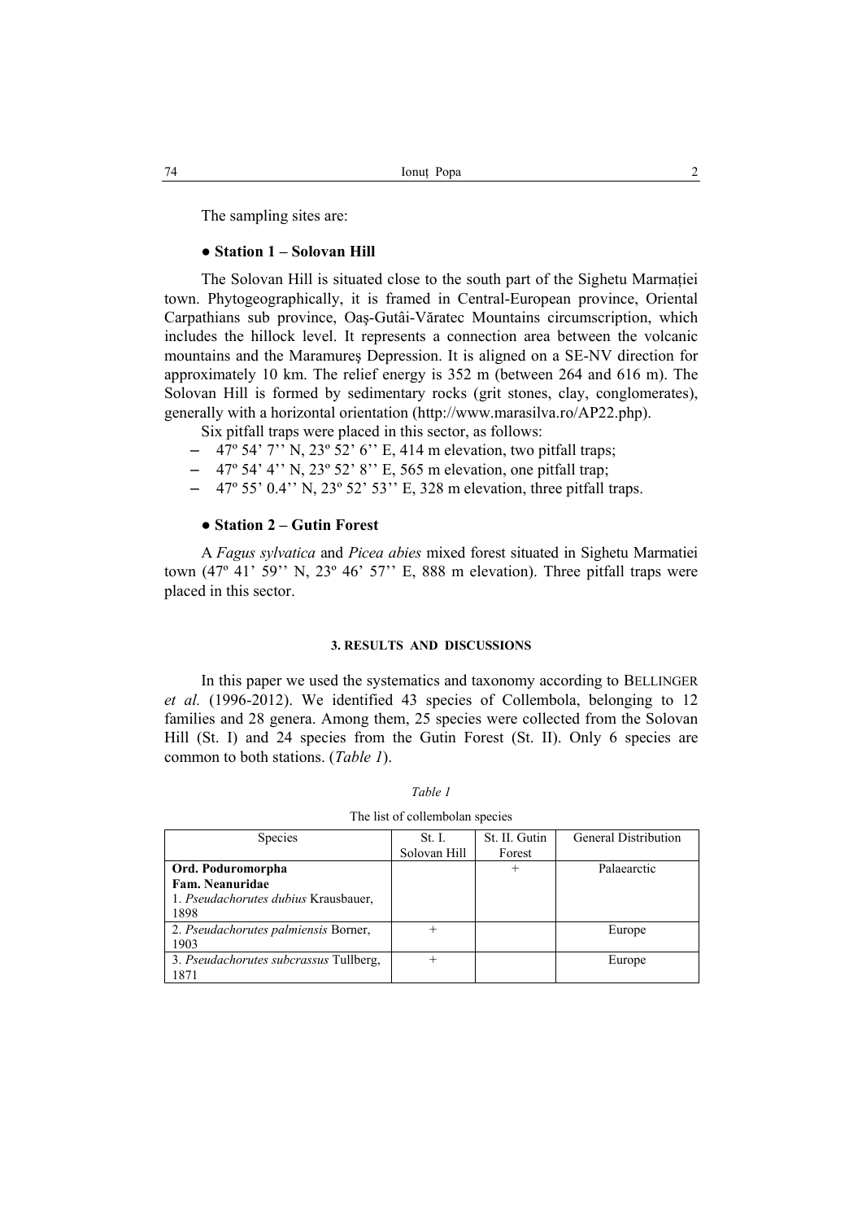The sampling sites are:

**● Station 1 – Solovan Hill**

The Solovan Hill is situated close to the south part of the Sighetu Marmației town. Phytogeographically, it is framed in Central-European province, Oriental Carpathians sub province, Oaş-Gutâi-Văratec Mountains circumscription, which includes the hillock level. It represents a connection area between the volcanic mountains and the Maramureș Depression. It is aligned on a SE-NV direction for approximately 10 km. The relief energy is 352 m (between 264 and 616 m). The Solovan Hill is formed by sedimentary rocks (grit stones, clay, conglomerates), generally with a horizontal orientation (http://www.marasilva.ro/AP22.php).

Six pitfall traps were placed in this sector, as follows:

- 47º 54' 7'' N, 23º 52' 6'' E, 414 m elevation, two pitfall traps;
- 47º 54' 4'' N, 23º 52' 8'' E, 565 m elevation, one pitfall trap;
- 47º 55' 0.4'' N, 23º 52' 53'' E, 328 m elevation, three pitfall traps.

**● Station 2 – Gutin Forest**

A *Fagus sylvatica* and *Picea abies* mixed forest situated in Sighetu Marmatiei town (47º 41' 59'' N, 23º 46' 57'' E, 888 m elevation). Three pitfall traps were placed in this sector.

## 3. RESULTS AND DISCUSSIONS

In this paper we used the systematics and taxonomy according to BELLINGER *et al.* (1996-2012). We identified 43 species of Collembola, belonging to 12 families and 28 genera. Among them, 25 species were collected from the Solovan Hill (St. I) and 24 species from the Gutin Forest (St. II). Only 6 species are common to both stations. (*Table 1*).

*Table 1*

The list of collembolan species

| Species | St. I. Solovan Hill | St. II. Gutin Forest | General Distribution |
|---|---|---|---|
| **Ord. Poduromorpha** **Fam. Neanuridae** 1. *Pseudachorutes dubius* Krausbauer, 1898 | | + | Palaearctic |
| 2. *Pseudachorutes palmiensis* Borner, 1903 | + | | Europe |
| 3. *Pseudachorutes subcrassus* Tullberg, 1871 | + | | Europe |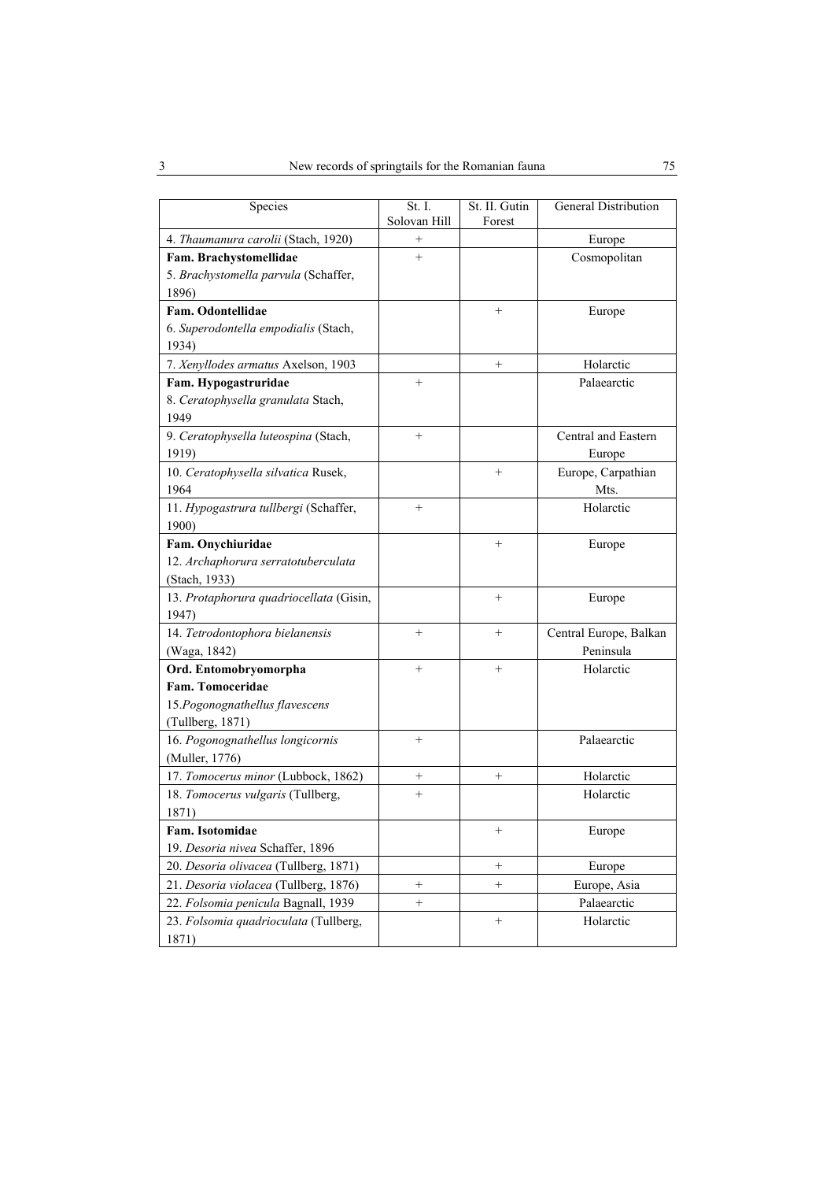| Species | St. I. Solovan Hill | St. II. Gutin Forest | General Distribution |
|---|---|---|---|
| 4. *Thaumanura carolii* (Stach, 1920) | + | | Europe |
| **Fam. Brachystomellidae**<br>5. *Brachystomella parvula* (Schaffer, 1896) | + | | Cosmopolitan |
| **Fam. Odontellidae**<br>6. *Superodontella empodialis* (Stach, 1934) | | + | Europe |
| 7. *Xenyllodes armatus* Axelson, 1903 | | + | Holarctic |
| **Fam. Hypogastruridae**<br>8. *Ceratophysella granulata* Stach, 1949 | + | | Palaearctic |
| 9. *Ceratophysella luteospina* (Stach, 1919) | + | | Central and Eastern Europe |
| 10. *Ceratophysella silvatica* Rusek, 1964 | | + | Europe, Carpathian Mts. |
| 11. *Hypogastrura tullbergi* (Schaffer, 1900) | + | | Holarctic |
| **Fam. Onychiuridae**<br>12. *Archaphorura serratotuberculata* (Stach, 1933) | | + | Europe |
| 13. *Protaphorura quadriocellata* (Gisin, 1947) | | + | Europe |
| 14. *Tetrodontophora bielanensis* (Waga, 1842) | + | + | Central Europe, Balkan Peninsula |
| **Ord. Entomobryomorpha**<br>**Fam. Tomoceridae**<br>15.*Pogonognathellus flavescens* (Tullberg, 1871) | + | + | Holarctic |
| 16. *Pogonognathellus longicornis* (Muller, 1776) | + | | Palaearctic |
| 17. *Tomocerus minor* (Lubbock, 1862) | + | + | Holarctic |
| 18. *Tomocerus vulgaris* (Tullberg, 1871) | + | | Holarctic |
| **Fam. Isotomidae**<br>19. *Desoria nivea* Schaffer, 1896 | | + | Europe |
| 20. *Desoria olivacea* (Tullberg, 1871) | | + | Europe |
| 21. *Desoria violacea* (Tullberg, 1876) | + | + | Europe, Asia |
| 22. *Folsomia penicula* Bagnall, 1939 | + | | Palaearctic |
| 23. *Folsomia quadrioculata* (Tullberg, 1871) | | + | Holarctic |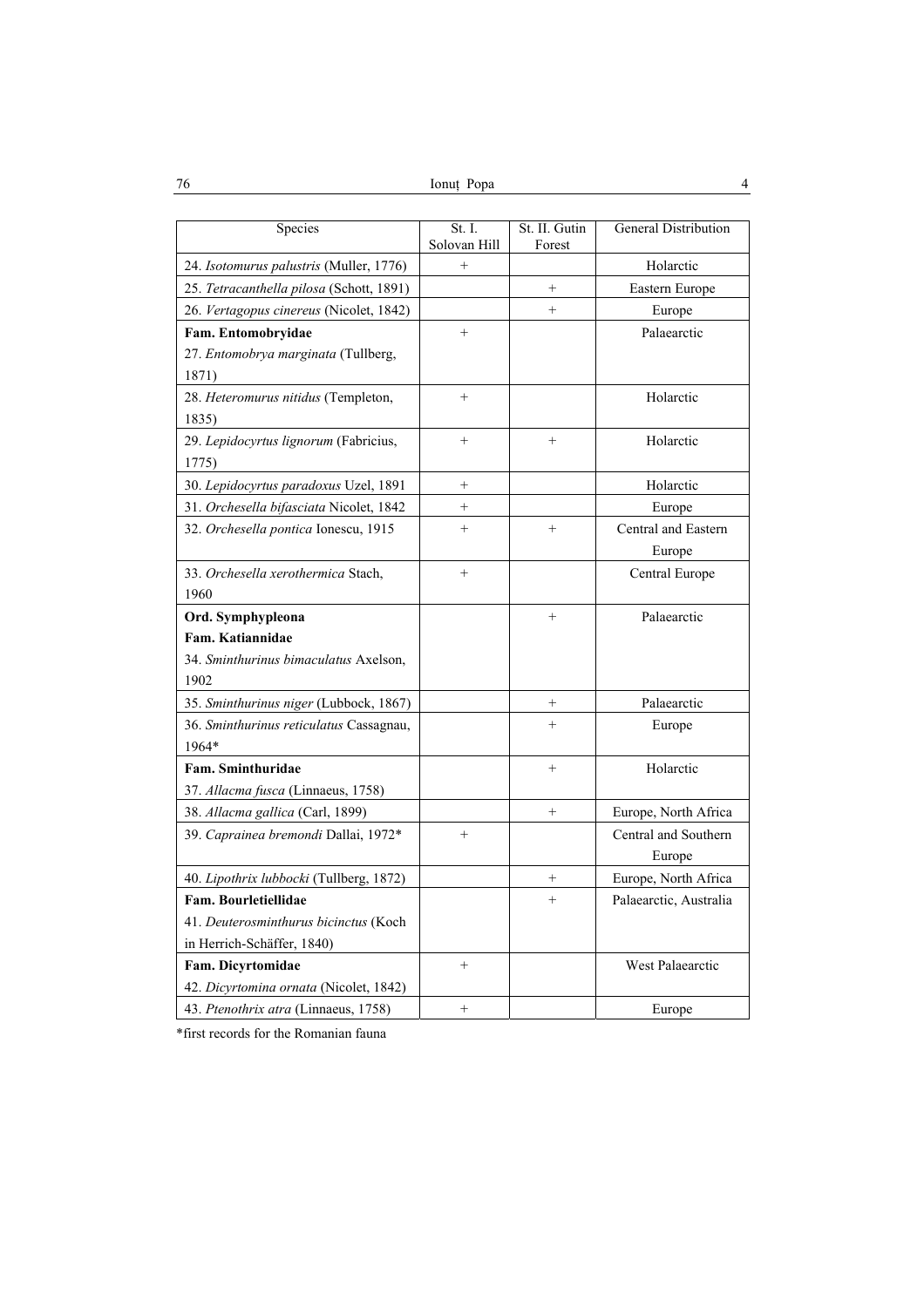| Species | St. I. Solovan Hill | St. II. Gutin Forest | General Distribution |
|---|---|---|---|
| 24. *Isotomurus palustris* (Muller, 1776) | + | | Holarctic |
| 25. *Tetracanthella pilosa* (Schott, 1891) | | + | Eastern Europe |
| 26. *Vertagopus cinereus* (Nicolet, 1842) | | + | Europe |
| **Fam. Entomobryidae** 27. *Entomobrya marginata* (Tullberg, 1871) | + | | Palaearctic |
| 28. *Heteromurus nitidus* (Templeton, 1835) | + | | Holarctic |
| 29. *Lepidocyrtus lignorum* (Fabricius, 1775) | + | + | Holarctic |
| 30. *Lepidocyrtus paradoxus* Uzel, 1891 | + | | Holarctic |
| 31. *Orchesella bifasciata* Nicolet, 1842 | + | | Europe |
| 32. *Orchesella pontica* Ionescu, 1915 | + | + | Central and Eastern Europe |
| 33. *Orchesella xerothermica* Stach, 1960 | + | | Central Europe |
| **Ord. Symphypleona** **Fam. Katiannidae** 34. *Sminthurinus bimaculatus* Axelson, 1902 | | + | Palaearctic |
| 35. *Sminthurinus niger* (Lubbock, 1867) | | + | Palaearctic |
| 36. *Sminthurinus reticulatus* Cassagnau, 1964* | | + | Europe |
| **Fam. Sminthuridae** 37. *Allacma fusca* (Linnaeus, 1758) | | + | Holarctic |
| 38. *Allacma gallica* (Carl, 1899) | | + | Europe, North Africa |
| 39. *Caprainea bremondi* Dallai, 1972* | + | | Central and Southern Europe |
| 40. *Lipothrix lubbocki* (Tullberg, 1872) | | + | Europe, North Africa |
| **Fam. Bourletiellidae** 41. *Deuterosminthurus bicinctus* (Koch in Herrich-Schäffer, 1840) | | + | Palaearctic, Australia |
| **Fam. Dicyrtomidae** 42. *Dicyrtomina ornata* (Nicolet, 1842) | + | | West Palaearctic |
| 43. *Ptenothrix atra* (Linnaeus, 1758) | + | | Europe |

*first records for the Romanian fauna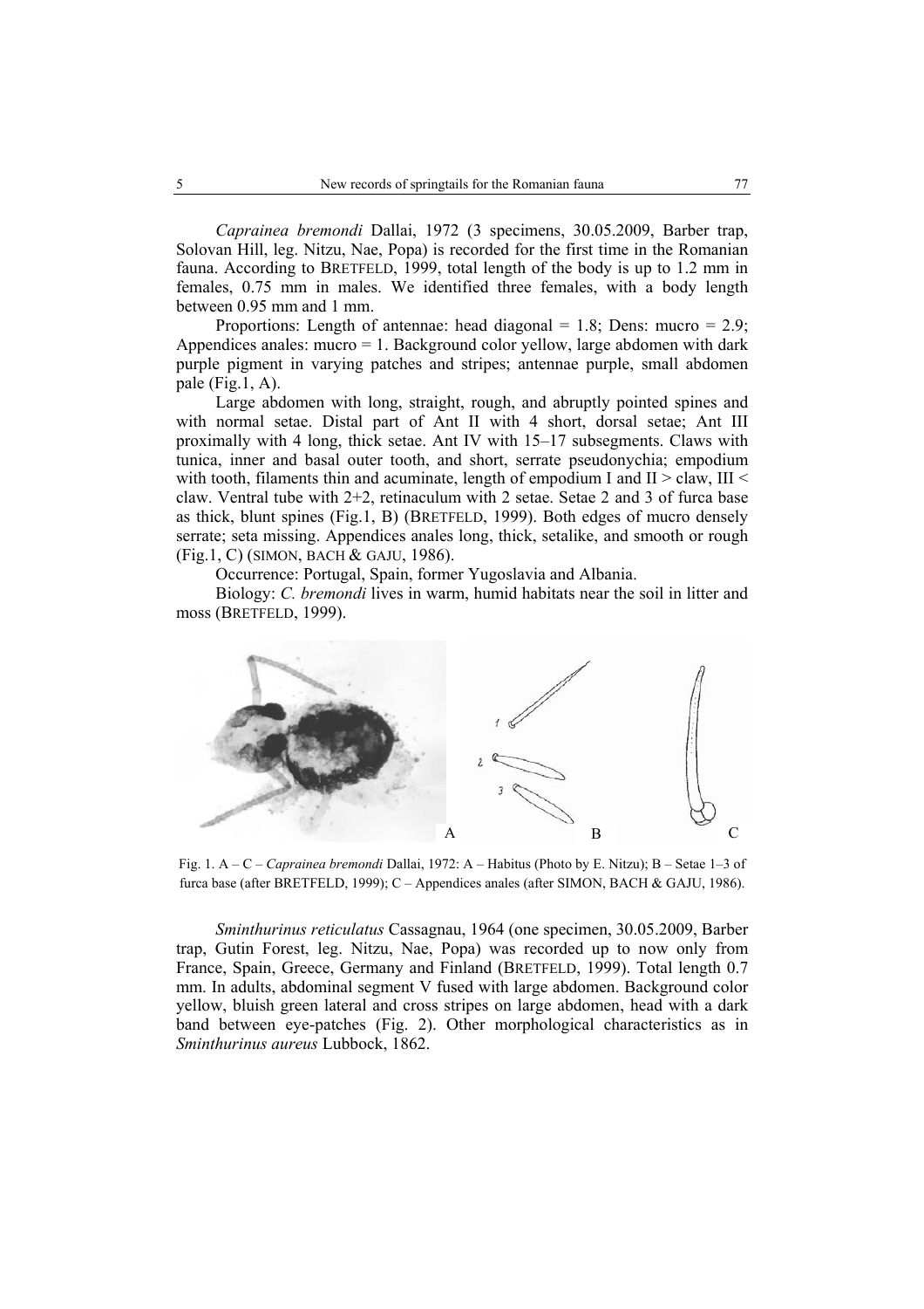*Caprainea bremondi* Dallai, 1972 (3 specimens, 30.05.2009, Barber trap, Solovan Hill, leg. Nitzu, Nae, Popa) is recorded for the first time in the Romanian fauna. According to BRETFELD, 1999, total length of the body is up to 1.2 mm in females, 0.75 mm in males. We identified three females, with a body length between 0.95 mm and 1 mm.

Proportions: Length of antennae: head diagonal = 1.8; Dens: mucro = 2.9; Appendices anales: mucro = 1. Background color yellow, large abdomen with dark purple pigment in varying patches and stripes; antennae purple, small abdomen pale (Fig.1, A).

Large abdomen with long, straight, rough, and abruptly pointed spines and with normal setae. Distal part of Ant II with 4 short, dorsal setae; Ant III proximally with 4 long, thick setae. Ant IV with 15–17 subsegments. Claws with tunica, inner and basal outer tooth, and short, serrate pseudonychia; empodium with tooth, filaments thin and acuminate, length of empodium I and II > claw, III < claw. Ventral tube with 2+2, retinaculum with 2 setae. Setae 2 and 3 of furca base as thick, blunt spines (Fig.1, B) (BRETFELD, 1999). Both edges of mucro densely serrate; seta missing. Appendices anales long, thick, setalike, and smooth or rough (Fig.1, C) (SIMON, BACH & GAJU, 1986).

Occurrence: Portugal, Spain, former Yugoslavia and Albania.

Biology: *C. bremondi* lives in warm, humid habitats near the soil in litter and moss (BRETFELD, 1999).

Fig. 1. A – C – *Caprainea bremondi* Dallai, 1972: A – Habitus (Photo by E. Nitzu); B – Setae 1–3 of furca base (after BRETFELD, 1999); C – Appendices anales (after SIMON, BACH & GAJU, 1986).

*Sminthurinus reticulatus* Cassagnau, 1964 (one specimen, 30.05.2009, Barber trap, Gutin Forest, leg. Nitzu, Nae, Popa) was recorded up to now only from France, Spain, Greece, Germany and Finland (BRETFELD, 1999). Total length 0.7 mm. In adults, abdominal segment V fused with large abdomen. Background color yellow, bluish green lateral and cross stripes on large abdomen, head with a dark band between eye-patches (Fig. 2). Other morphological characteristics as in *Sminthurinus aureus* Lubbock, 1862.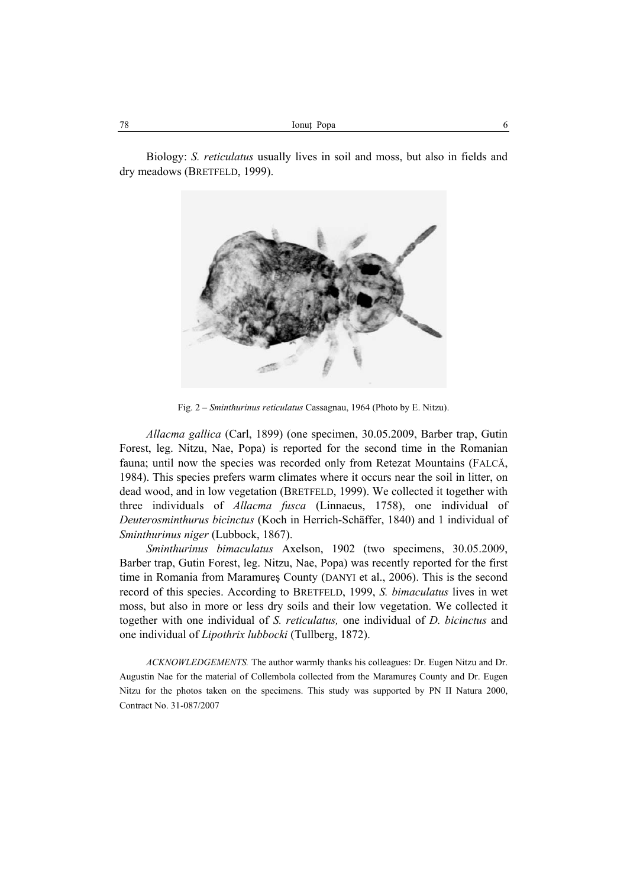Biology: *S. reticulatus* usually lives in soil and moss, but also in fields and dry meadows (BRETFELD, 1999).

Fig. 2 – *Sminthurinus reticulatus* Cassagnau, 1964 (Photo by E. Nitzu).

*Allacma gallica* (Carl, 1899) (one specimen, 30.05.2009, Barber trap, Gutin Forest, leg. Nitzu, Nae, Popa) is reported for the second time in the Romanian fauna; until now the species was recorded only from Retezat Mountains (FALCĂ, 1984). This species prefers warm climates where it occurs near the soil in litter, on dead wood, and in low vegetation (BRETFELD, 1999). We collected it together with three individuals of *Allacma fusca* (Linnaeus, 1758), one individual of *Deuterosminthurus bicinctus* (Koch in Herrich-Schäffer, 1840) and 1 individual of *Sminthurinus niger* (Lubbock, 1867).

*Sminthurinus bimaculatus* Axelson, 1902 (two specimens, 30.05.2009, Barber trap, Gutin Forest, leg. Nitzu, Nae, Popa) was recently reported for the first time in Romania from Maramureş County (DANYI et al., 2006). This is the second record of this species. According to BRETFELD, 1999, *S. bimaculatus* lives in wet moss, but also in more or less dry soils and their low vegetation. We collected it together with one individual of *S. reticulatus,* one individual of *D. bicinctus* and one individual of *Lipothrix lubbocki* (Tullberg, 1872).

*ACKNOWLEDGEMENTS.* The author warmly thanks his colleagues: Dr. Eugen Nitzu and Dr. Augustin Nae for the material of Collembola collected from the Maramureş County and Dr. Eugen Nitzu for the photos taken on the specimens. This study was supported by PN II Natura 2000, Contract No. 31-087/2007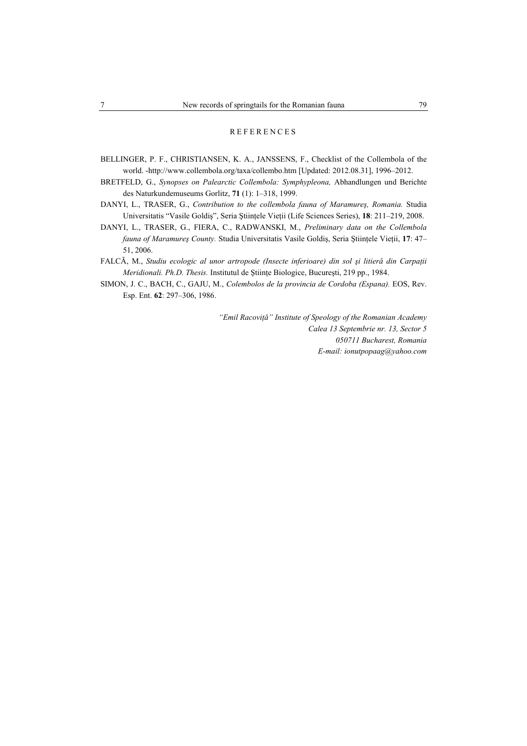## REFERENCES

BELLINGER, P. F., CHRISTIANSEN, K. A., JANSSENS, F., Checklist of the Collembola of the world. -http://www.collembola.org/taxa/collembo.htm [Updated: 2012.08.31], 1996–2012.

BRETFELD, G., *Synopses on Palearctic Collembola: Symphypleona,* Abhandlungen und Berichte des Naturkundemuseums Gorlitz, **71** (1): 1–318, 1999.

DANYI, L., TRASER, G., *Contribution to the collembola fauna of Maramureș, Romania.* Studia Universitatis "Vasile Goldiş", Seria Științele Vieții (Life Sciences Series), **18**: 211–219, 2008.

DANYI, L., TRASER, G., FIERA, C., RADWANSKI, M., *Preliminary data on the Collembola fauna of Maramureş County.* Studia Universitatis Vasile Goldiş, Seria Științele Vieții, **17**: 47–51, 2006.

FALCĂ, M., *Studiu ecologic al unor artropode (Insecte inferioare) din sol şi litieră din Carpații Meridionali. Ph.D. Thesis.* Institutul de Ştiințe Biologice, Bucureşti, 219 pp., 1984.

SIMON, J. C., BACH, C., GAJU, M., *Colembolos de la provincia de Cordoba (Espana).* EOS, Rev. Esp. Ent. **62**: 297–306, 1986.

*"Emil Racoviță" Institute of Speology of the Romanian Academy*
*Calea 13 Septembrie nr. 13, Sector 5*
*050711 Bucharest, Romania*
*E-mail: ionutpopaag@yahoo.com*